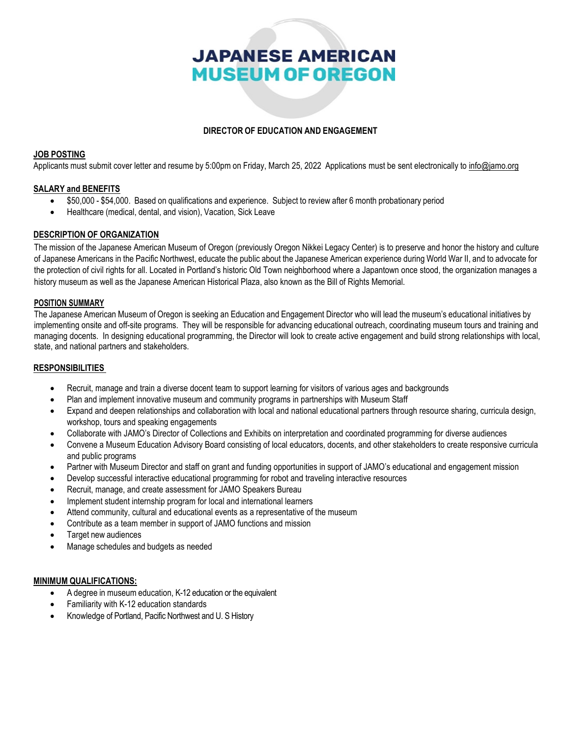# JAPANESE AMERICAN MUSEUM OF OREGON

## DIRECTOR OF EDUCATION AND ENGAGEMENT

### JOB POSTING

Applicants must submit cover letter and resume by 5:00pm on Friday, March 25, 2022 Applications must be sent electronically to info@jamo.org

### SALARY and BENEFITS

- $50,000 - $54,000. Based on qualifications and experience. Subject to review after 6 month probationary period
- Healthcare (medical, dental, and vision), Vacation, Sick Leave

### DESCRIPTION OF ORGANIZATION

The mission of the Japanese American Museum of Oregon (previously Oregon Nikkei Legacy Center) is to preserve and honor the history and culture of Japanese Americans in the Pacific Northwest, educate the public about the Japanese American experience during World War II, and to advocate for the protection of civil rights for all. Located in Portland's historic Old Town neighborhood where a Japantown once stood, the organization manages a history museum as well as the Japanese American Historical Plaza, also known as the Bill of Rights Memorial.

### POSITION SUMMARY

The Japanese American Museum of Oregon is seeking an Education and Engagement Director who will lead the museum's educational initiatives by implementing onsite and off-site programs. They will be responsible for advancing educational outreach, coordinating museum tours and training and managing docents. In designing educational programming, the Director will look to create active engagement and build strong relationships with local, state, and national partners and stakeholders.

### RESPONSIBILITIES

- Recruit, manage and train a diverse docent team to support learning for visitors of various ages and backgrounds
- Plan and implement innovative museum and community programs in partnerships with Museum Staff
- Expand and deepen relationships and collaboration with local and national educational partners through resource sharing, curricula design, workshop, tours and speaking engagements
- Collaborate with JAMO's Director of Collections and Exhibits on interpretation and coordinated programming for diverse audiences
- Convene a Museum Education Advisory Board consisting of local educators, docents, and other stakeholders to create responsive curricula and public programs
- Partner with Museum Director and staff on grant and funding opportunities in support of JAMO's educational and engagement mission
- Develop successful interactive educational programming for robot and traveling interactive resources
- Recruit, manage, and create assessment for JAMO Speakers Bureau
- Implement student internship program for local and international learners
- Attend community, cultural and educational events as a representative of the museum
- Contribute as a team member in support of JAMO functions and mission
- Target new audiences
- Manage schedules and budgets as needed

### MINIMUM QUALIFICATIONS:

- A degree in museum education, K-12 education or the equivalent
- Familiarity with K-12 education standards
- Knowledge of Portland, Pacific Northwest and U. S History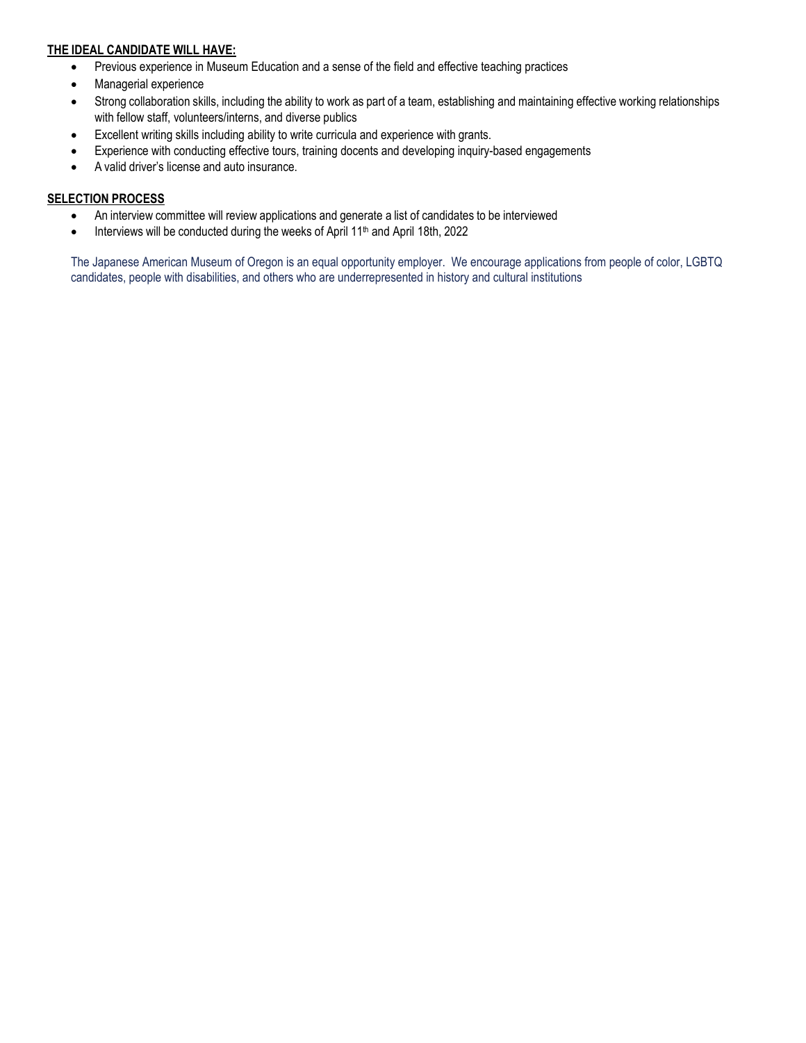**THE IDEAL CANDIDATE WILL HAVE:**

- Previous experience in Museum Education and a sense of the field and effective teaching practices
- Managerial experience
- Strong collaboration skills, including the ability to work as part of a team, establishing and maintaining effective working relationships with fellow staff, volunteers/interns, and diverse publics
- Excellent writing skills including ability to write curricula and experience with grants.
- Experience with conducting effective tours, training docents and developing inquiry-based engagements
- A valid driver's license and auto insurance.

**SELECTION PROCESS**

- An interview committee will review applications and generate a list of candidates to be interviewed
- Interviews will be conducted during the weeks of April 11th and April 18th, 2022

The Japanese American Museum of Oregon is an equal opportunity employer. We encourage applications from people of color, LGBTQ candidates, people with disabilities, and others who are underrepresented in history and cultural institutions